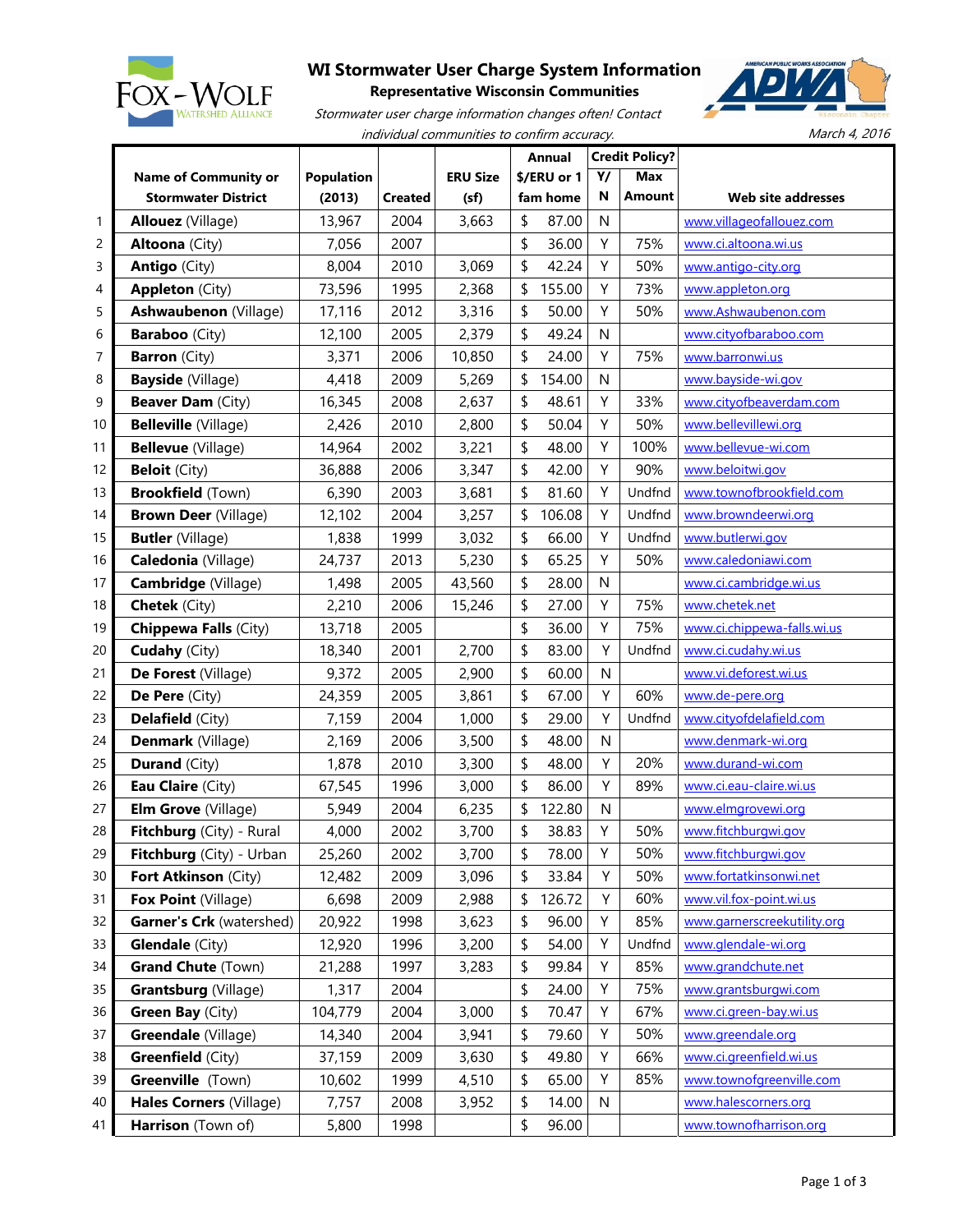# WI Stormwater User Charge System Information

**Representative Wisconsin Communities**

*Stormwater user charge information changes often! Contact individual communities to confirm accuracy.*

*March 4, 2016*

| | Name of Community or Stormwater District | Population (2013) | Created | ERU Size (sf) | Annual $/ERU or 1 fam home | Credit Policy? Y/N | Max Amount | Web site addresses |
|---|---|---|---|---|---|---|---|---|
| 1 | **Allouez** (Village) | 13,967 | 2004 | 3,663 | $ 87.00 | N | | www.villageofallouez.com |
| 2 | **Altoona** (City) | 7,056 | 2007 | | $ 36.00 | Y | 75% | www.ci.altoona.wi.us |
| 3 | **Antigo** (City) | 8,004 | 2010 | 3,069 | $ 42.24 | Y | 50% | www.antigo-city.org |
| 4 | **Appleton** (City) | 73,596 | 1995 | 2,368 | $ 155.00 | Y | 73% | www.appleton.org |
| 5 | **Ashwaubenon** (Village) | 17,116 | 2012 | 3,316 | $ 50.00 | Y | 50% | www.Ashwaubenon.com |
| 6 | **Baraboo** (City) | 12,100 | 2005 | 2,379 | $ 49.24 | N | | www.cityofbaraboo.com |
| 7 | **Barron** (City) | 3,371 | 2006 | 10,850 | $ 24.00 | Y | 75% | www.barronwi.us |
| 8 | **Bayside** (Village) | 4,418 | 2009 | 5,269 | $ 154.00 | N | | www.bayside-wi.gov |
| 9 | **Beaver Dam** (City) | 16,345 | 2008 | 2,637 | $ 48.61 | Y | 33% | www.cityofbeaverdam.com |
| 10 | **Belleville** (Village) | 2,426 | 2010 | 2,800 | $ 50.04 | Y | 50% | www.bellevillewi.org |
| 11 | **Bellevue** (Village) | 14,964 | 2002 | 3,221 | $ 48.00 | Y | 100% | www.bellevue-wi.com |
| 12 | **Beloit** (City) | 36,888 | 2006 | 3,347 | $ 42.00 | Y | 90% | www.beloitwi.gov |
| 13 | **Brookfield** (Town) | 6,390 | 2003 | 3,681 | $ 81.60 | Y | Undfnd | www.townofbrookfield.com |
| 14 | **Brown Deer** (Village) | 12,102 | 2004 | 3,257 | $ 106.08 | Y | Undfnd | www.browndeerwi.org |
| 15 | **Butler** (Village) | 1,838 | 1999 | 3,032 | $ 66.00 | Y | Undfnd | www.butlerwi.gov |
| 16 | **Caledonia** (Village) | 24,737 | 2013 | 5,230 | $ 65.25 | Y | 50% | www.caledoniawi.com |
| 17 | **Cambridge** (Village) | 1,498 | 2005 | 43,560 | $ 28.00 | N | | www.ci.cambridge.wi.us |
| 18 | **Chetek** (City) | 2,210 | 2006 | 15,246 | $ 27.00 | Y | 75% | www.chetek.net |
| 19 | **Chippewa Falls** (City) | 13,718 | 2005 | | $ 36.00 | Y | 75% | www.ci.chippewa-falls.wi.us |
| 20 | **Cudahy** (City) | 18,340 | 2001 | 2,700 | $ 83.00 | Y | Undfnd | www.ci.cudahy.wi.us |
| 21 | **De Forest** (Village) | 9,372 | 2005 | 2,900 | $ 60.00 | N | | www.vi.deforest.wi.us |
| 22 | **De Pere** (City) | 24,359 | 2005 | 3,861 | $ 67.00 | Y | 60% | www.de-pere.org |
| 23 | **Delafield** (City) | 7,159 | 2004 | 1,000 | $ 29.00 | Y | Undfnd | www.cityofdelafield.com |
| 24 | **Denmark** (Village) | 2,169 | 2006 | 3,500 | $ 48.00 | N | | www.denmark-wi.org |
| 25 | **Durand** (City) | 1,878 | 2010 | 3,300 | $ 48.00 | Y | 20% | www.durand-wi.com |
| 26 | **Eau Claire** (City) | 67,545 | 1996 | 3,000 | $ 86.00 | Y | 89% | www.ci.eau-claire.wi.us |
| 27 | **Elm Grove** (Village) | 5,949 | 2004 | 6,235 | $ 122.80 | N | | www.elmgrovewi.org |
| 28 | **Fitchburg** (City) - Rural | 4,000 | 2002 | 3,700 | $ 38.83 | Y | 50% | www.fitchburgwi.gov |
| 29 | **Fitchburg** (City) - Urban | 25,260 | 2002 | 3,700 | $ 78.00 | Y | 50% | www.fitchburgwi.gov |
| 30 | **Fort Atkinson** (City) | 12,482 | 2009 | 3,096 | $ 33.84 | Y | 50% | www.fortatkinsonwi.net |
| 31 | **Fox Point** (Village) | 6,698 | 2009 | 2,988 | $ 126.72 | Y | 60% | www.vil.fox-point.wi.us |
| 32 | **Garner's Crk** (watershed) | 20,922 | 1998 | 3,623 | $ 96.00 | Y | 85% | www.garnerscreekutility.org |
| 33 | **Glendale** (City) | 12,920 | 1996 | 3,200 | $ 54.00 | Y | Undfnd | www.glendale-wi.org |
| 34 | **Grand Chute** (Town) | 21,288 | 1997 | 3,283 | $ 99.84 | Y | 85% | www.grandchute.net |
| 35 | **Grantsburg** (Village) | 1,317 | 2004 | | $ 24.00 | Y | 75% | www.grantsburgwi.com |
| 36 | **Green Bay** (City) | 104,779 | 2004 | 3,000 | $ 70.47 | Y | 67% | www.ci.green-bay.wi.us |
| 37 | **Greendale** (Village) | 14,340 | 2004 | 3,941 | $ 79.60 | Y | 50% | www.greendale.org |
| 38 | **Greenfield** (City) | 37,159 | 2009 | 3,630 | $ 49.80 | Y | 66% | www.ci.greenfield.wi.us |
| 39 | **Greenville** (Town) | 10,602 | 1999 | 4,510 | $ 65.00 | Y | 85% | www.townofgreenville.com |
| 40 | **Hales Corners** (Village) | 7,757 | 2008 | 3,952 | $ 14.00 | N | | www.halescorners.org |
| 41 | **Harrison** (Town of) | 5,800 | 1998 | | $ 96.00 | | | www.townofharrison.org |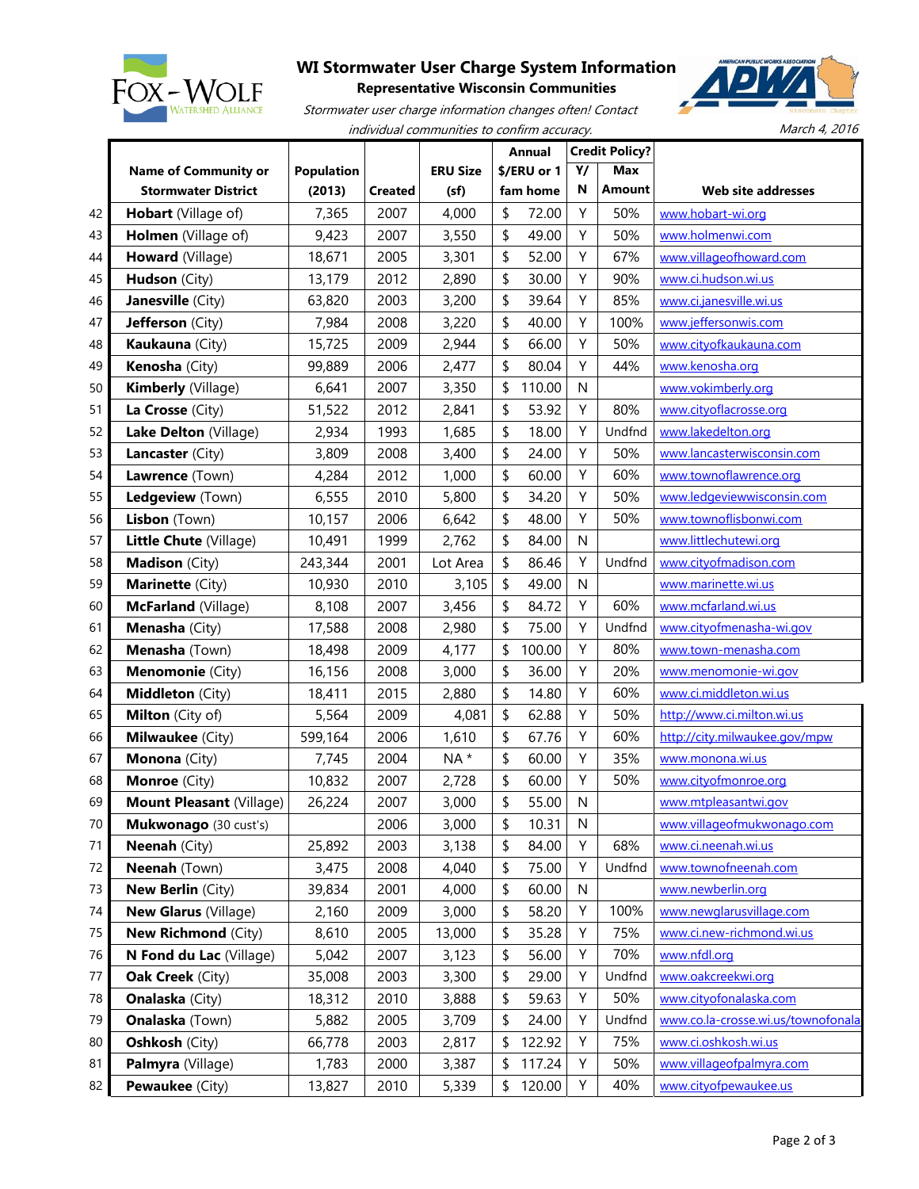# WI Stormwater User Charge System Information

**Representative Wisconsin Communities**

*Stormwater user charge information changes often! Contact individual communities to confirm accuracy.*

*March 4, 2016*

| | Name of Community or Stormwater District | Population (2013) | Created | ERU Size (sf) | Annual $/ERU or 1 fam home | Credit Policy? Y/N | Max Amount | Web site addresses |
|---|---|---|---|---|---|---|---|---|
| 42 | **Hobart** (Village of) | 7,365 | 2007 | 4,000 | $ 72.00 | Y | 50% | www.hobart-wi.org |
| 43 | **Holmen** (Village of) | 9,423 | 2007 | 3,550 | $ 49.00 | Y | 50% | www.holmenwi.com |
| 44 | **Howard** (Village) | 18,671 | 2005 | 3,301 | $ 52.00 | Y | 67% | www.villageofhoward.com |
| 45 | **Hudson** (City) | 13,179 | 2012 | 2,890 | $ 30.00 | Y | 90% | www.ci.hudson.wi.us |
| 46 | **Janesville** (City) | 63,820 | 2003 | 3,200 | $ 39.64 | Y | 85% | www.ci.janesville.wi.us |
| 47 | **Jefferson** (City) | 7,984 | 2008 | 3,220 | $ 40.00 | Y | 100% | www.jeffersonwis.com |
| 48 | **Kaukauna** (City) | 15,725 | 2009 | 2,944 | $ 66.00 | Y | 50% | www.cityofkaukauna.com |
| 49 | **Kenosha** (City) | 99,889 | 2006 | 2,477 | $ 80.04 | Y | 44% | www.kenosha.org |
| 50 | **Kimberly** (Village) | 6,641 | 2007 | 3,350 | $ 110.00 | N | | www.vokimberly.org |
| 51 | **La Crosse** (City) | 51,522 | 2012 | 2,841 | $ 53.92 | Y | 80% | www.cityoflacrosse.org |
| 52 | **Lake Delton** (Village) | 2,934 | 1993 | 1,685 | $ 18.00 | Y | Undfnd | www.lakedelton.org |
| 53 | **Lancaster** (City) | 3,809 | 2008 | 3,400 | $ 24.00 | Y | 50% | www.lancasterwisconsin.com |
| 54 | **Lawrence** (Town) | 4,284 | 2012 | 1,000 | $ 60.00 | Y | 60% | www.townoflawrence.org |
| 55 | **Ledgeview** (Town) | 6,555 | 2010 | 5,800 | $ 34.20 | Y | 50% | www.ledgeviewwisconsin.com |
| 56 | **Lisbon** (Town) | 10,157 | 2006 | 6,642 | $ 48.00 | Y | 50% | www.townoflisbonwi.com |
| 57 | **Little Chute** (Village) | 10,491 | 1999 | 2,762 | $ 84.00 | N | | www.littlechutewi.org |
| 58 | **Madison** (City) | 243,344 | 2001 | Lot Area | $ 86.46 | Y | Undfnd | www.cityofmadison.com |
| 59 | **Marinette** (City) | 10,930 | 2010 | 3,105 | $ 49.00 | N | | www.marinette.wi.us |
| 60 | **McFarland** (Village) | 8,108 | 2007 | 3,456 | $ 84.72 | Y | 60% | www.mcfarland.wi.us |
| 61 | **Menasha** (City) | 17,588 | 2008 | 2,980 | $ 75.00 | Y | Undfnd | www.cityofmenasha-wi.gov |
| 62 | **Menasha** (Town) | 18,498 | 2009 | 4,177 | $ 100.00 | Y | 80% | www.town-menasha.com |
| 63 | **Menomonie** (City) | 16,156 | 2008 | 3,000 | $ 36.00 | Y | 20% | www.menomonie-wi.gov |
| 64 | **Middleton** (City) | 18,411 | 2015 | 2,880 | $ 14.80 | Y | 60% | www.ci.middleton.wi.us |
| 65 | **Milton** (City of) | 5,564 | 2009 | 4,081 | $ 62.88 | Y | 50% | http://www.ci.milton.wi.us |
| 66 | **Milwaukee** (City) | 599,164 | 2006 | 1,610 | $ 67.76 | Y | 60% | http://city.milwaukee.gov/mpw |
| 67 | **Monona** (City) | 7,745 | 2004 | NA * | $ 60.00 | Y | 35% | www.monona.wi.us |
| 68 | **Monroe** (City) | 10,832 | 2007 | 2,728 | $ 60.00 | Y | 50% | www.cityofmonroe.org |
| 69 | **Mount Pleasant** (Village) | 26,224 | 2007 | 3,000 | $ 55.00 | N | | www.mtpleasantwi.gov |
| 70 | **Mukwonago** (30 cust's) | | 2006 | 3,000 | $ 10.31 | N | | www.villageofmukwonago.com |
| 71 | **Neenah** (City) | 25,892 | 2003 | 3,138 | $ 84.00 | Y | 68% | www.ci.neenah.wi.us |
| 72 | **Neenah** (Town) | 3,475 | 2008 | 4,040 | $ 75.00 | Y | Undfnd | www.townofneenah.com |
| 73 | **New Berlin** (City) | 39,834 | 2001 | 4,000 | $ 60.00 | N | | www.newberlin.org |
| 74 | **New Glarus** (Village) | 2,160 | 2009 | 3,000 | $ 58.20 | Y | 100% | www.newglarusvillage.com |
| 75 | **New Richmond** (City) | 8,610 | 2005 | 13,000 | $ 35.28 | Y | 75% | www.ci.new-richmond.wi.us |
| 76 | **N Fond du Lac** (Village) | 5,042 | 2007 | 3,123 | $ 56.00 | Y | 70% | www.nfdl.org |
| 77 | **Oak Creek** (City) | 35,008 | 2003 | 3,300 | $ 29.00 | Y | Undfnd | www.oakcreekwi.org |
| 78 | **Onalaska** (City) | 18,312 | 2010 | 3,888 | $ 59.63 | Y | 50% | www.cityofonalaska.com |
| 79 | **Onalaska** (Town) | 5,882 | 2005 | 3,709 | $ 24.00 | Y | Undfnd | www.co.la-crosse.wi.us/townofonala |
| 80 | **Oshkosh** (City) | 66,778 | 2003 | 2,817 | $ 122.92 | Y | 75% | www.ci.oshkosh.wi.us |
| 81 | **Palmyra** (Village) | 1,783 | 2000 | 3,387 | $ 117.24 | Y | 50% | www.villageofpalmyra.com |
| 82 | **Pewaukee** (City) | 13,827 | 2010 | 5,339 | $ 120.00 | Y | 40% | www.cityofpewaukee.us |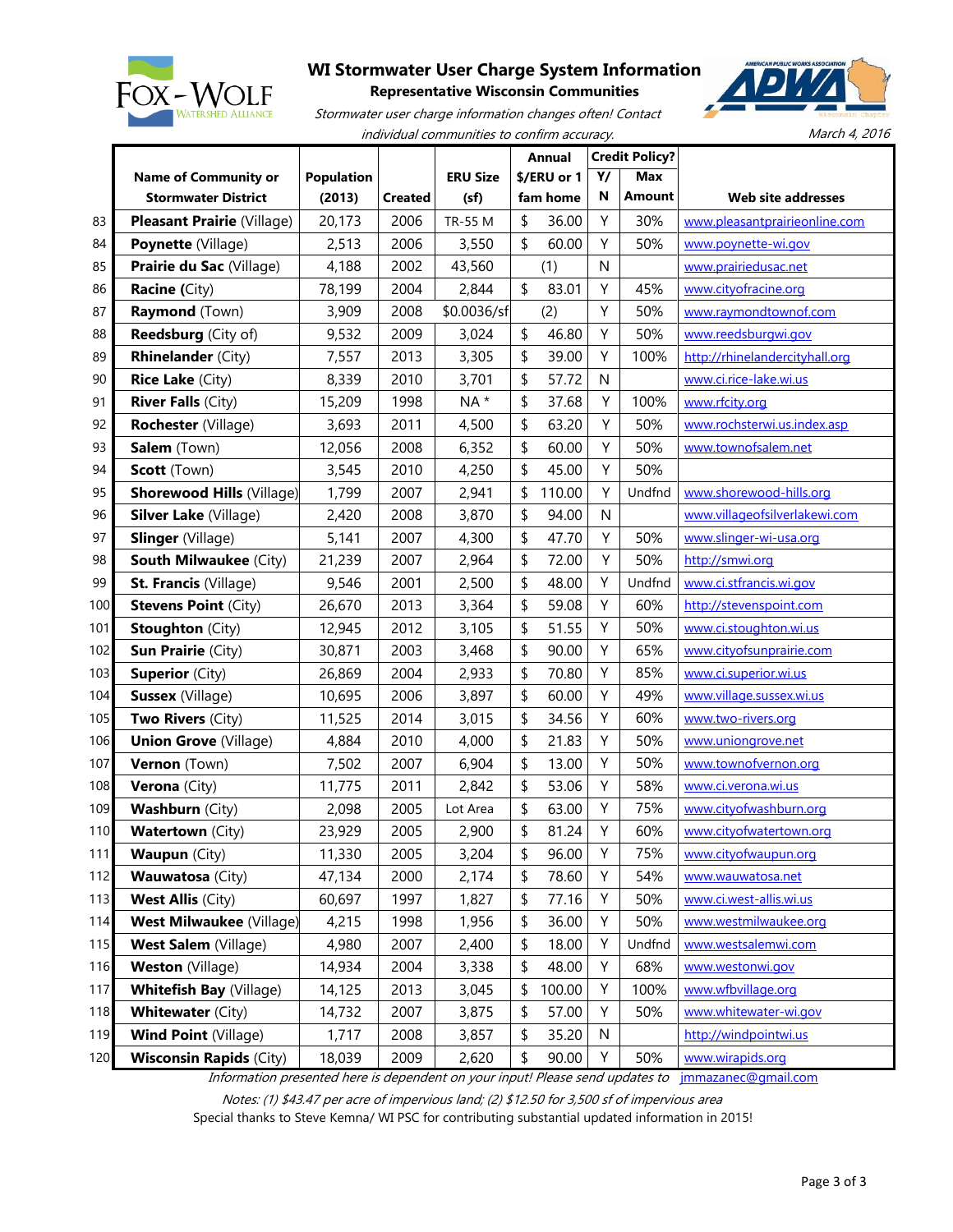# WI Stormwater User Charge System Information

**Representative Wisconsin Communities**

*Stormwater user charge information changes often! Contact individual communities to confirm accuracy.*

*March 4, 2016*

| | Name of Community or Stormwater District | Population (2013) | Created | ERU Size (sf) | Annual $/ERU or 1 fam home | Credit Policy? Y/N | Max Amount | Web site addresses |
|---|---|---|---|---|---|---|---|---|
| 83 | **Pleasant Prairie** (Village) | 20,173 | 2006 | TR-55 M | $ 36.00 | Y | 30% | www.pleasantprairieonline.com |
| 84 | **Poynette** (Village) | 2,513 | 2006 | 3,550 | $ 60.00 | Y | 50% | www.poynette-wi.gov |
| 85 | **Prairie du Sac** (Village) | 4,188 | 2002 | 43,560 | (1) | N | | www.prairiedusac.net |
| 86 | **Racine** (City) | 78,199 | 2004 | 2,844 | $ 83.01 | Y | 45% | www.cityofracine.org |
| 87 | **Raymond** (Town) | 3,909 | 2008 | $0.0036/sf | (2) | Y | 50% | www.raymondtownof.com |
| 88 | **Reedsburg** (City of) | 9,532 | 2009 | 3,024 | $ 46.80 | Y | 50% | www.reedsburgwi.gov |
| 89 | **Rhinelander** (City) | 7,557 | 2013 | 3,305 | $ 39.00 | Y | 100% | http://rhinelandercityhall.org |
| 90 | **Rice Lake** (City) | 8,339 | 2010 | 3,701 | $ 57.72 | N | | www.ci.rice-lake.wi.us |
| 91 | **River Falls** (City) | 15,209 | 1998 | NA * | $ 37.68 | Y | 100% | www.rfcity.org |
| 92 | **Rochester** (Village) | 3,693 | 2011 | 4,500 | $ 63.20 | Y | 50% | www.rochsterwi.us.index.asp |
| 93 | **Salem** (Town) | 12,056 | 2008 | 6,352 | $ 60.00 | Y | 50% | www.townofsalem.net |
| 94 | **Scott** (Town) | 3,545 | 2010 | 4,250 | $ 45.00 | Y | 50% | |
| 95 | **Shorewood Hills** (Village) | 1,799 | 2007 | 2,941 | $ 110.00 | Y | Undfnd | www.shorewood-hills.org |
| 96 | **Silver Lake** (Village) | 2,420 | 2008 | 3,870 | $ 94.00 | N | | www.villageofsilverlakewi.com |
| 97 | **Slinger** (Village) | 5,141 | 2007 | 4,300 | $ 47.70 | Y | 50% | www.slinger-wi-usa.org |
| 98 | **South Milwaukee** (City) | 21,239 | 2007 | 2,964 | $ 72.00 | Y | 50% | http://smwi.org |
| 99 | **St. Francis** (Village) | 9,546 | 2001 | 2,500 | $ 48.00 | Y | Undfnd | www.ci.stfrancis.wi.gov |
| 100 | **Stevens Point** (City) | 26,670 | 2013 | 3,364 | $ 59.08 | Y | 60% | http://stevenspoint.com |
| 101 | **Stoughton** (City) | 12,945 | 2012 | 3,105 | $ 51.55 | Y | 50% | www.ci.stoughton.wi.us |
| 102 | **Sun Prairie** (City) | 30,871 | 2003 | 3,468 | $ 90.00 | Y | 65% | www.cityofsunprairie.com |
| 103 | **Superior** (City) | 26,869 | 2004 | 2,933 | $ 70.80 | Y | 85% | www.ci.superior.wi.us |
| 104 | **Sussex** (Village) | 10,695 | 2006 | 3,897 | $ 60.00 | Y | 49% | www.village.sussex.wi.us |
| 105 | **Two Rivers** (City) | 11,525 | 2014 | 3,015 | $ 34.56 | Y | 60% | www.two-rivers.org |
| 106 | **Union Grove** (Village) | 4,884 | 2010 | 4,000 | $ 21.83 | Y | 50% | www.uniongrove.net |
| 107 | **Vernon** (Town) | 7,502 | 2007 | 6,904 | $ 13.00 | Y | 50% | www.townofvernon.org |
| 108 | **Verona** (City) | 11,775 | 2011 | 2,842 | $ 53.06 | Y | 58% | www.ci.verona.wi.us |
| 109 | **Washburn** (City) | 2,098 | 2005 | Lot Area | $ 63.00 | Y | 75% | www.cityofwashburn.org |
| 110 | **Watertown** (City) | 23,929 | 2005 | 2,900 | $ 81.24 | Y | 60% | www.cityofwatertown.org |
| 111 | **Waupun** (City) | 11,330 | 2005 | 3,204 | $ 96.00 | Y | 75% | www.cityofwaupun.org |
| 112 | **Wauwatosa** (City) | 47,134 | 2000 | 2,174 | $ 78.60 | Y | 54% | www.wauwatosa.net |
| 113 | **West Allis** (City) | 60,697 | 1997 | 1,827 | $ 77.16 | Y | 50% | www.ci.west-allis.wi.us |
| 114 | **West Milwaukee** (Village) | 4,215 | 1998 | 1,956 | $ 36.00 | Y | 50% | www.westmilwaukee.org |
| 115 | **West Salem** (Village) | 4,980 | 2007 | 2,400 | $ 18.00 | Y | Undfnd | www.westsalemwi.com |
| 116 | **Weston** (Village) | 14,934 | 2004 | 3,338 | $ 48.00 | Y | 68% | www.westonwi.gov |
| 117 | **Whitefish Bay** (Village) | 14,125 | 2013 | 3,045 | $ 100.00 | Y | 100% | www.wfbvillage.org |
| 118 | **Whitewater** (City) | 14,732 | 2007 | 3,875 | $ 57.00 | Y | 50% | www.whitewater-wi.gov |
| 119 | **Wind Point** (Village) | 1,717 | 2008 | 3,857 | $ 35.20 | N | | http://windpointwi.us |
| 120 | **Wisconsin Rapids** (City) | 18,039 | 2009 | 2,620 | $ 90.00 | Y | 50% | www.wirapids.org |

*Information presented here is dependent on your input! Please send updates to* jmmazanec@gmail.com

*Notes: (1) $43.47 per acre of impervious land; (2) $12.50 for 3,500 sf of impervious area*

Special thanks to Steve Kemna/ WI PSC for contributing substantial updated information in 2015!